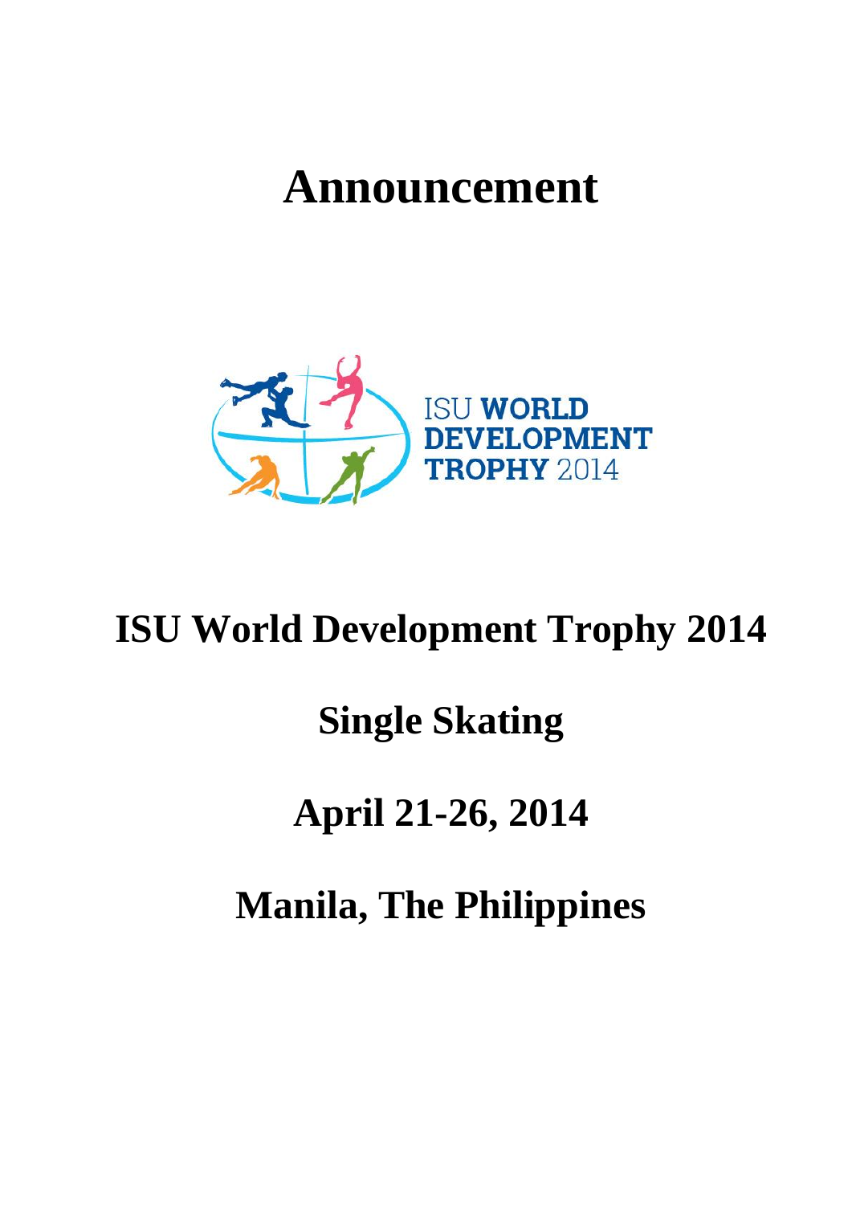# Announcement

ISU WORLD DEVELOPMENT TROPHY 2014

## ISU World Development Trophy 2014

## Single Skating

## April 21-26, 2014

## Manila, The Philippines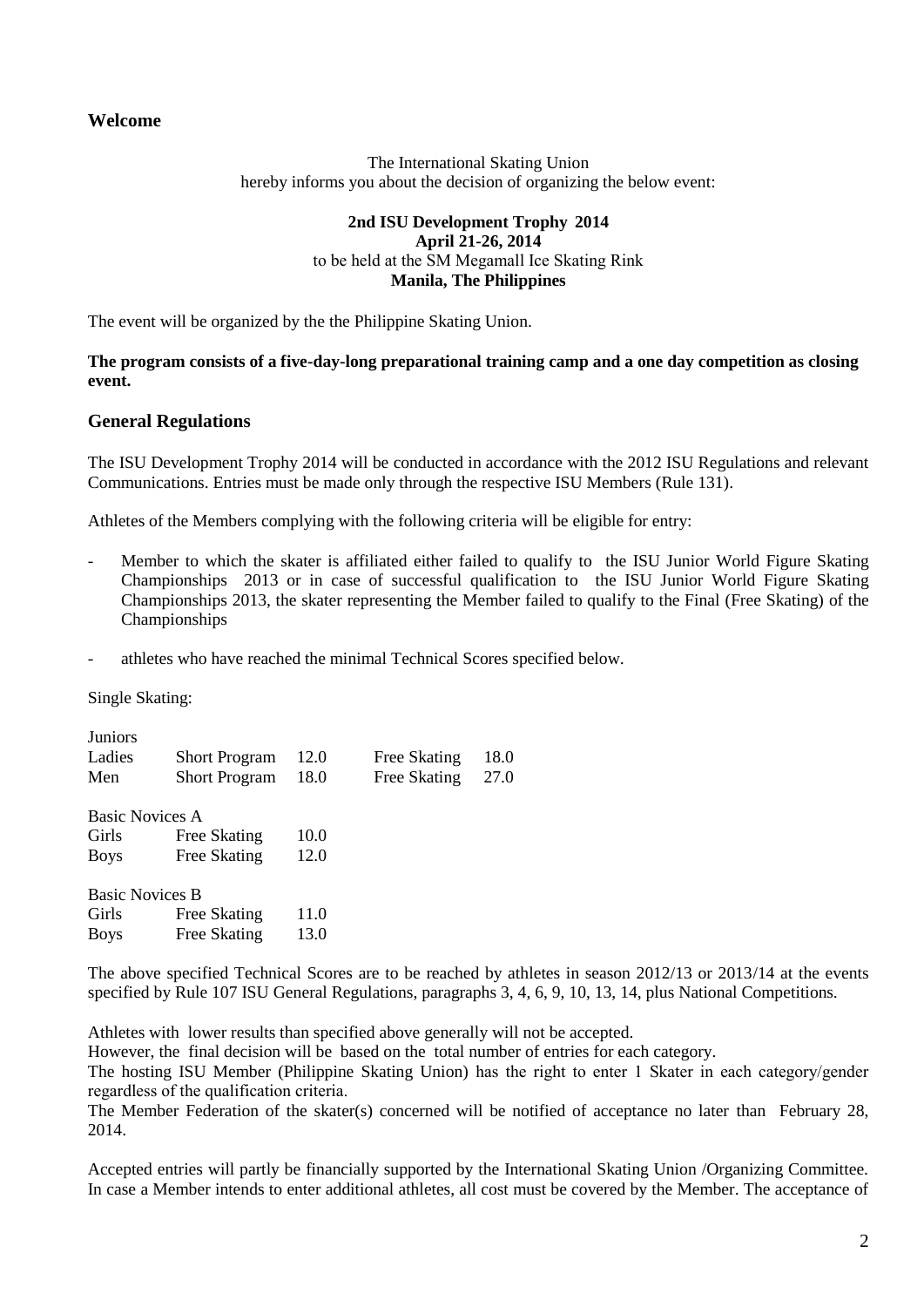## Welcome

The International Skating Union
hereby informs you about the decision of organizing the below event:

**2nd ISU Development Trophy 2014**
**April 21-26, 2014**
to be held at the SM Megamall Ice Skating Rink
**Manila, The Philippines**

The event will be organized by the the Philippine Skating Union.

**The program consists of a five-day-long preparational training camp and a one day competition as closing event.**

## General Regulations

The ISU Development Trophy 2014 will be conducted in accordance with the 2012 ISU Regulations and relevant Communications. Entries must be made only through the respective ISU Members (Rule 131).

Athletes of the Members complying with the following criteria will be eligible for entry:

- Member to which the skater is affiliated either failed to qualify to the ISU Junior World Figure Skating Championships 2013 or in case of successful qualification to the ISU Junior World Figure Skating Championships 2013, the skater representing the Member failed to qualify to the Final (Free Skating) of the Championships
- athletes who have reached the minimal Technical Scores specified below.

Single Skating:

Juniors

| | | | | |
|---|---|---|---|---|
| Ladies | Short Program | 12.0 | Free Skating | 18.0 |
| Men | Short Program | 18.0 | Free Skating | 27.0 |

Basic Novices A

| | | |
|---|---|---|
| Girls | Free Skating | 10.0 |
| Boys | Free Skating | 12.0 |

Basic Novices B

| | | |
|---|---|---|
| Girls | Free Skating | 11.0 |
| Boys | Free Skating | 13.0 |

The above specified Technical Scores are to be reached by athletes in season 2012/13 or 2013/14 at the events specified by Rule 107 ISU General Regulations, paragraphs 3, 4, 6, 9, 10, 13, 14, plus National Competitions.

Athletes with lower results than specified above generally will not be accepted.
However, the final decision will be based on the total number of entries for each category.
The hosting ISU Member (Philippine Skating Union) has the right to enter 1 Skater in each category/gender regardless of the qualification criteria.
The Member Federation of the skater(s) concerned will be notified of acceptance no later than February 28, 2014.

Accepted entries will partly be financially supported by the International Skating Union /Organizing Committee. In case a Member intends to enter additional athletes, all cost must be covered by the Member. The acceptance of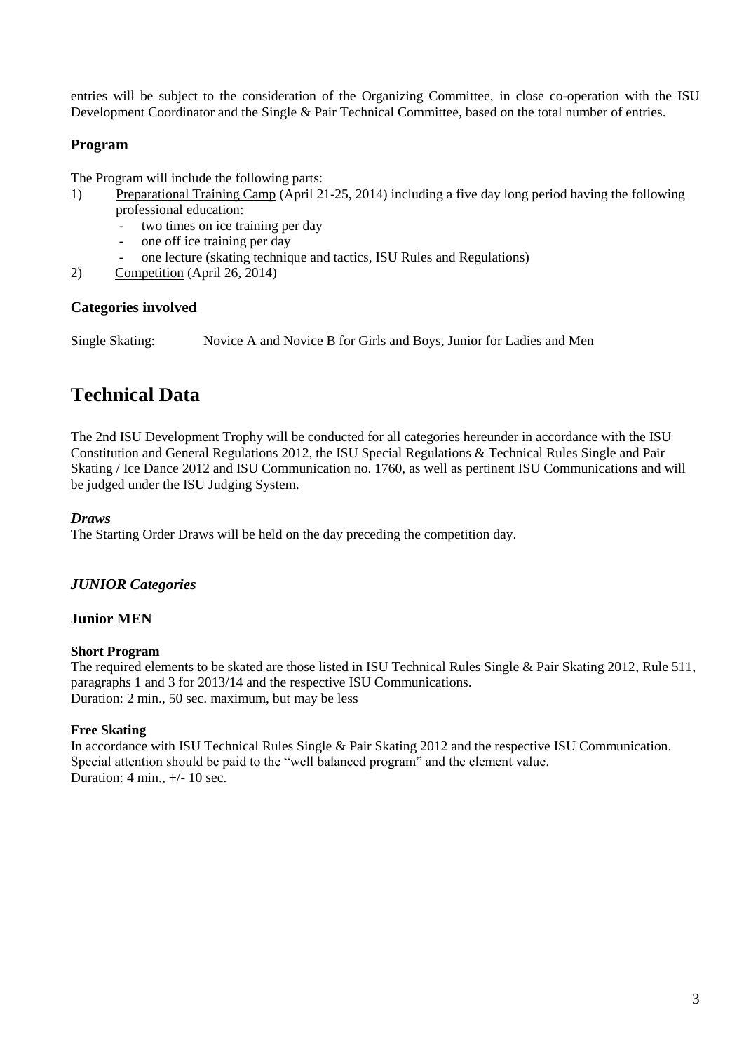entries will be subject to the consideration of the Organizing Committee, in close co-operation with the ISU Development Coordinator and the Single & Pair Technical Committee, based on the total number of entries.

### Program

The Program will include the following parts:

1) Preparational Training Camp (April 21-25, 2014) including a five day long period having the following professional education:
   - two times on ice training per day
   - one off ice training per day
   - one lecture (skating technique and tactics, ISU Rules and Regulations)
2) Competition (April 26, 2014)

### Categories involved

Single Skating: Novice A and Novice B for Girls and Boys, Junior for Ladies and Men

## Technical Data

The 2nd ISU Development Trophy will be conducted for all categories hereunder in accordance with the ISU Constitution and General Regulations 2012, the ISU Special Regulations & Technical Rules Single and Pair Skating / Ice Dance 2012 and ISU Communication no. 1760, as well as pertinent ISU Communications and will be judged under the ISU Judging System.

### *Draws*

The Starting Order Draws will be held on the day preceding the competition day.

### *JUNIOR Categories*

### Junior MEN

**Short Program**

The required elements to be skated are those listed in ISU Technical Rules Single & Pair Skating 2012, Rule 511, paragraphs 1 and 3 for 2013/14 and the respective ISU Communications.
Duration: 2 min., 50 sec. maximum, but may be less

**Free Skating**

In accordance with ISU Technical Rules Single & Pair Skating 2012 and the respective ISU Communication. Special attention should be paid to the "well balanced program" and the element value.
Duration: 4 min., +/- 10 sec.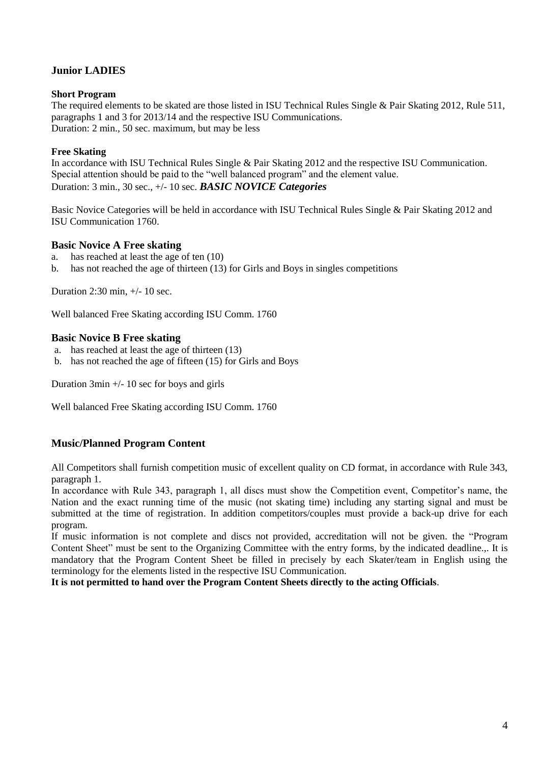## Junior LADIES

**Short Program**

The required elements to be skated are those listed in ISU Technical Rules Single & Pair Skating 2012, Rule 511, paragraphs 1 and 3 for 2013/14 and the respective ISU Communications.
Duration: 2 min., 50 sec. maximum, but may be less

**Free Skating**

In accordance with ISU Technical Rules Single & Pair Skating 2012 and the respective ISU Communication. Special attention should be paid to the "well balanced program" and the element value.
Duration: 3 min., 30 sec., +/- 10 sec.

## *BASIC NOVICE Categories*

Basic Novice Categories will be held in accordance with ISU Technical Rules Single & Pair Skating 2012 and ISU Communication 1760.

### Basic Novice A Free skating

a. has reached at least the age of ten (10)
b. has not reached the age of thirteen (13) for Girls and Boys in singles competitions

Duration 2:30 min, +/- 10 sec.

Well balanced Free Skating according ISU Comm. 1760

### Basic Novice B Free skating

a. has reached at least the age of thirteen (13)
b. has not reached the age of fifteen (15) for Girls and Boys

Duration 3min +/- 10 sec for boys and girls

Well balanced Free Skating according ISU Comm. 1760

## Music/Planned Program Content

All Competitors shall furnish competition music of excellent quality on CD format, in accordance with Rule 343, paragraph 1.
In accordance with Rule 343, paragraph 1, all discs must show the Competition event, Competitor's name, the Nation and the exact running time of the music (not skating time) including any starting signal and must be submitted at the time of registration. In addition competitors/couples must provide a back-up drive for each program.
If music information is not complete and discs not provided, accreditation will not be given. the "Program Content Sheet" must be sent to the Organizing Committee with the entry forms, by the indicated deadline.,. It is mandatory that the Program Content Sheet be filled in precisely by each Skater/team in English using the terminology for the elements listed in the respective ISU Communication.
**It is not permitted to hand over the Program Content Sheets directly to the acting Officials**.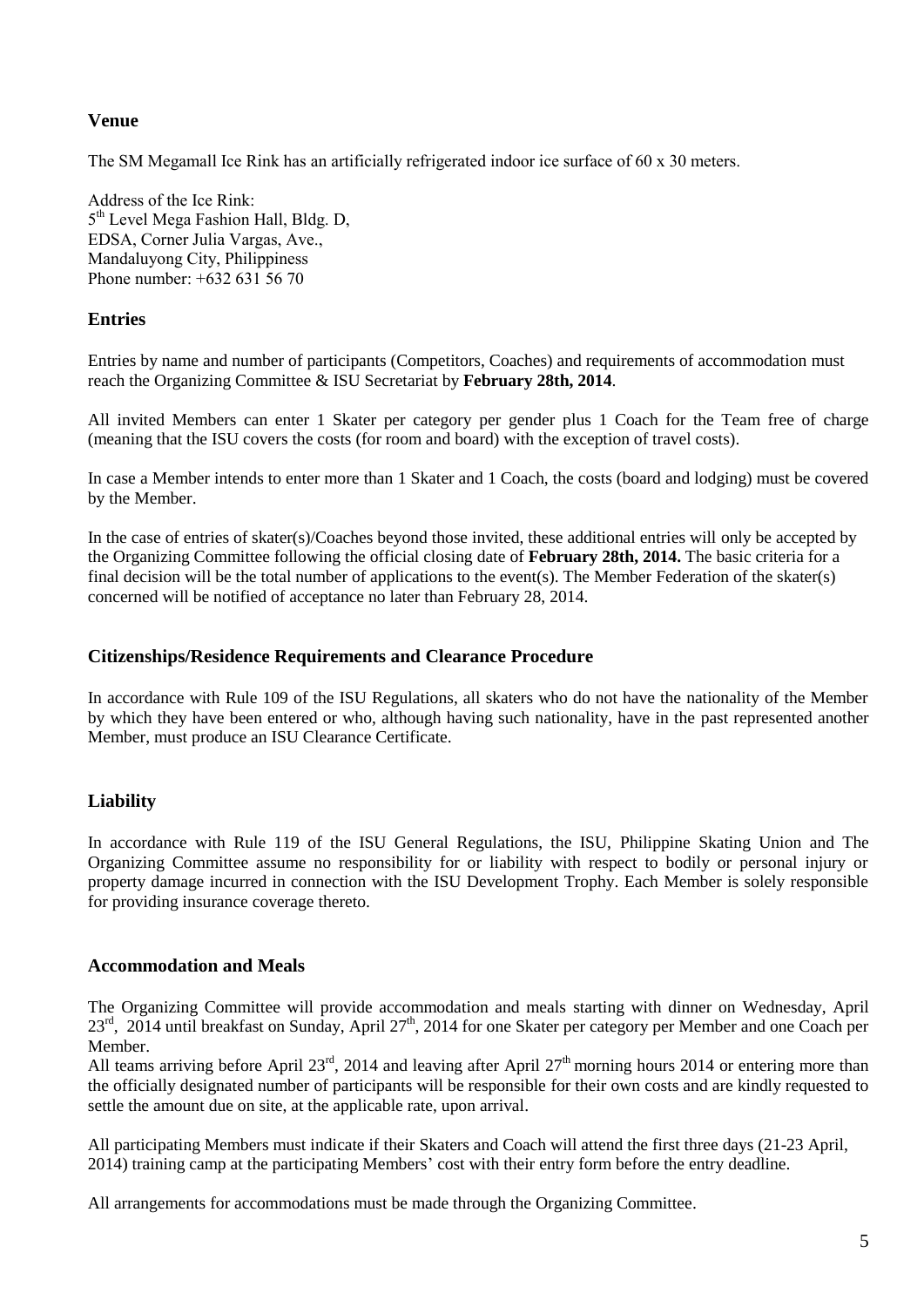## Venue

The SM Megamall Ice Rink has an artificially refrigerated indoor ice surface of 60 x 30 meters.

Address of the Ice Rink:
5th Level Mega Fashion Hall, Bldg. D,
EDSA, Corner Julia Vargas, Ave.,
Mandaluyong City, Philippiness
Phone number: +632 631 56 70

## Entries

Entries by name and number of participants (Competitors, Coaches) and requirements of accommodation must reach the Organizing Committee & ISU Secretariat by **February 28th, 2014**.

All invited Members can enter 1 Skater per category per gender plus 1 Coach for the Team free of charge (meaning that the ISU covers the costs (for room and board) with the exception of travel costs).

In case a Member intends to enter more than 1 Skater and 1 Coach, the costs (board and lodging) must be covered by the Member.

In the case of entries of skater(s)/Coaches beyond those invited, these additional entries will only be accepted by the Organizing Committee following the official closing date of **February 28th, 2014.** The basic criteria for a final decision will be the total number of applications to the event(s). The Member Federation of the skater(s) concerned will be notified of acceptance no later than February 28, 2014.

## Citizenships/Residence Requirements and Clearance Procedure

In accordance with Rule 109 of the ISU Regulations, all skaters who do not have the nationality of the Member by which they have been entered or who, although having such nationality, have in the past represented another Member, must produce an ISU Clearance Certificate.

## Liability

In accordance with Rule 119 of the ISU General Regulations, the ISU, Philippine Skating Union and The Organizing Committee assume no responsibility for or liability with respect to bodily or personal injury or property damage incurred in connection with the ISU Development Trophy. Each Member is solely responsible for providing insurance coverage thereto.

## Accommodation and Meals

The Organizing Committee will provide accommodation and meals starting with dinner on Wednesday, April 23rd, 2014 until breakfast on Sunday, April 27th, 2014 for one Skater per category per Member and one Coach per Member.
All teams arriving before April 23rd, 2014 and leaving after April 27th morning hours 2014 or entering more than the officially designated number of participants will be responsible for their own costs and are kindly requested to settle the amount due on site, at the applicable rate, upon arrival.

All participating Members must indicate if their Skaters and Coach will attend the first three days (21-23 April, 2014) training camp at the participating Members' cost with their entry form before the entry deadline.

All arrangements for accommodations must be made through the Organizing Committee.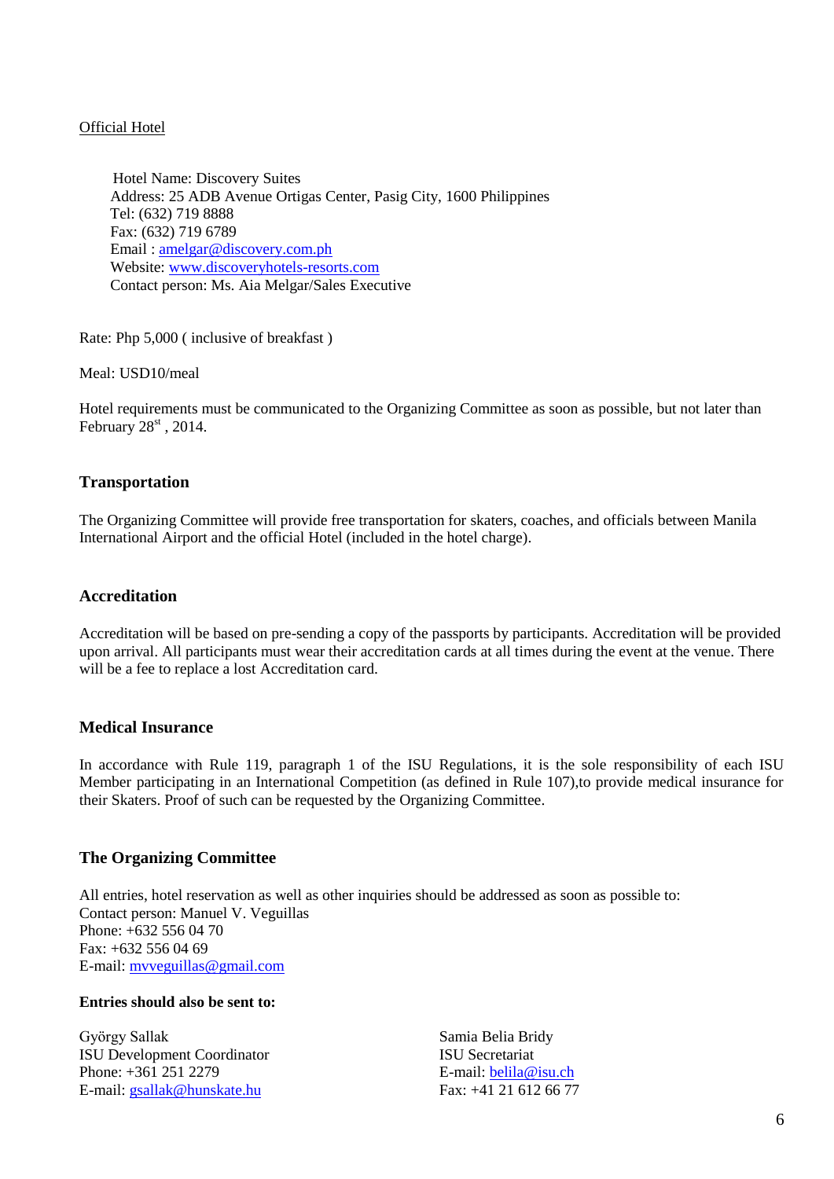Official Hotel

Hotel Name: Discovery Suites
Address: 25 ADB Avenue Ortigas Center, Pasig City, 1600 Philippines
Tel: (632) 719 8888
Fax: (632) 719 6789
Email : amelgar@discovery.com.ph
Website: www.discoveryhotels-resorts.com
Contact person: Ms. Aia Melgar/Sales Executive

Rate: Php 5,000 ( inclusive of breakfast )

Meal: USD10/meal

Hotel requirements must be communicated to the Organizing Committee as soon as possible, but not later than February 28st , 2014.

## Transportation

The Organizing Committee will provide free transportation for skaters, coaches, and officials between Manila International Airport and the official Hotel (included in the hotel charge).

## Accreditation

Accreditation will be based on pre-sending a copy of the passports by participants. Accreditation will be provided upon arrival. All participants must wear their accreditation cards at all times during the event at the venue. There will be a fee to replace a lost Accreditation card.

## Medical Insurance

In accordance with Rule 119, paragraph 1 of the ISU Regulations, it is the sole responsibility of each ISU Member participating in an International Competition (as defined in Rule 107),to provide medical insurance for their Skaters. Proof of such can be requested by the Organizing Committee.

## The Organizing Committee

All entries, hotel reservation as well as other inquiries should be addressed as soon as possible to:
Contact person: Manuel V. Veguillas
Phone: +632 556 04 70
Fax: +632 556 04 69
E-mail: mvveguillas@gmail.com

**Entries should also be sent to:**

György Sallak
ISU Development Coordinator
Phone: +361 251 2279
E-mail: gsallak@hunskate.hu

Samia Belia Bridy
ISU Secretariat
E-mail: belila@isu.ch
Fax: +41 21 612 66 77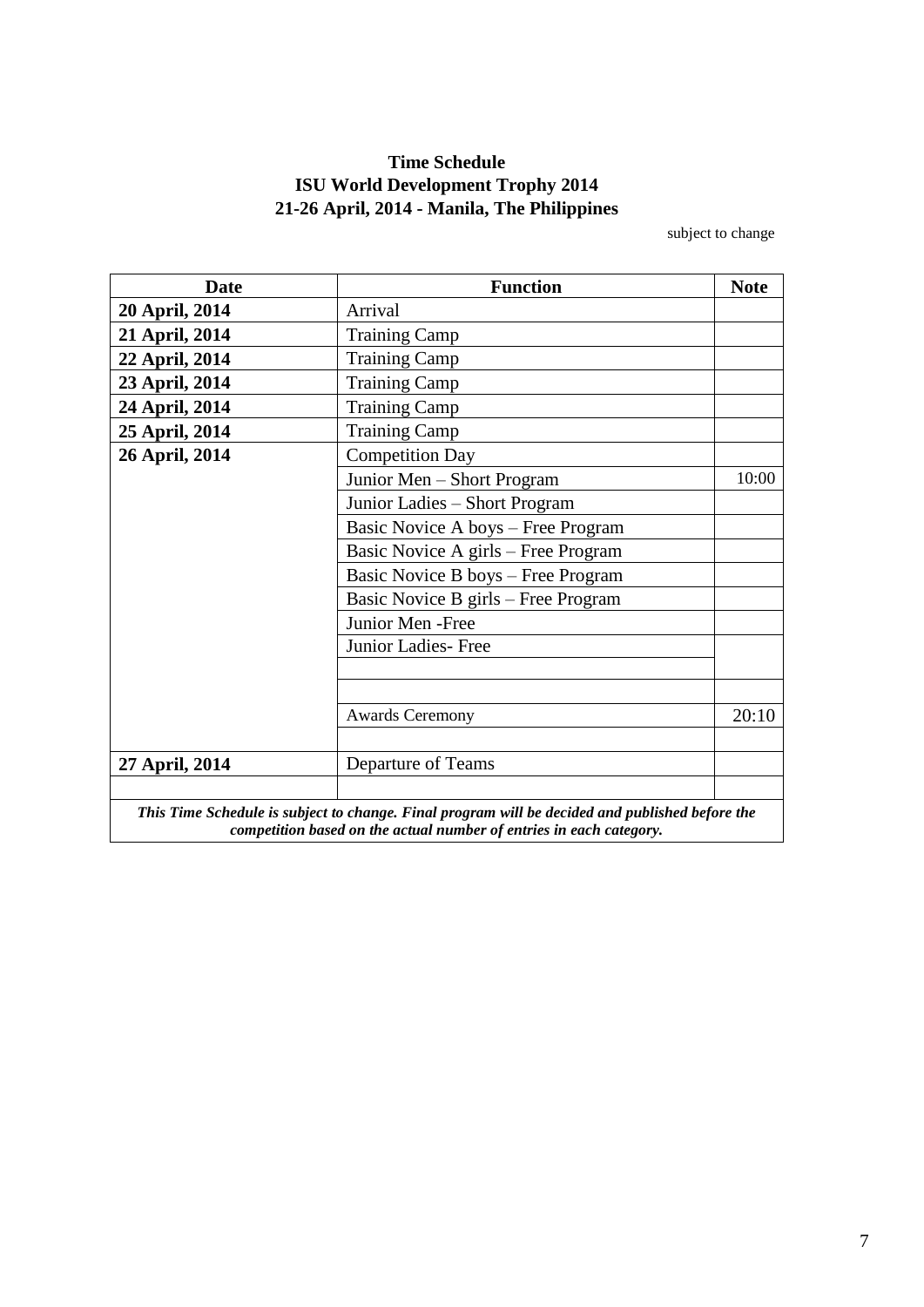**Time Schedule**
**ISU World Development Trophy 2014**
**21-26 April, 2014 - Manila, The Philippines**

subject to change

| Date | Function | Note |
|---|---|---|
| **20 April, 2014** | Arrival | |
| **21 April, 2014** | Training Camp | |
| **22 April, 2014** | Training Camp | |
| **23 April, 2014** | Training Camp | |
| **24 April, 2014** | Training Camp | |
| **25 April, 2014** | Training Camp | |
| **26 April, 2014** | Competition Day | |
| | Junior Men – Short Program | 10:00 |
| | Junior Ladies – Short Program | |
| | Basic Novice A boys – Free Program | |
| | Basic Novice A girls – Free Program | |
| | Basic Novice B boys – Free Program | |
| | Basic Novice B girls – Free Program | |
| | Junior Men -Free | |
| | Junior Ladies- Free | |
| | | |
| | | |
| | Awards Ceremony | 20:10 |
| | | |
| **27 April, 2014** | Departure of Teams | |
| | | |

***This Time Schedule is subject to change. Final program will be decided and published before the competition based on the actual number of entries in each category.***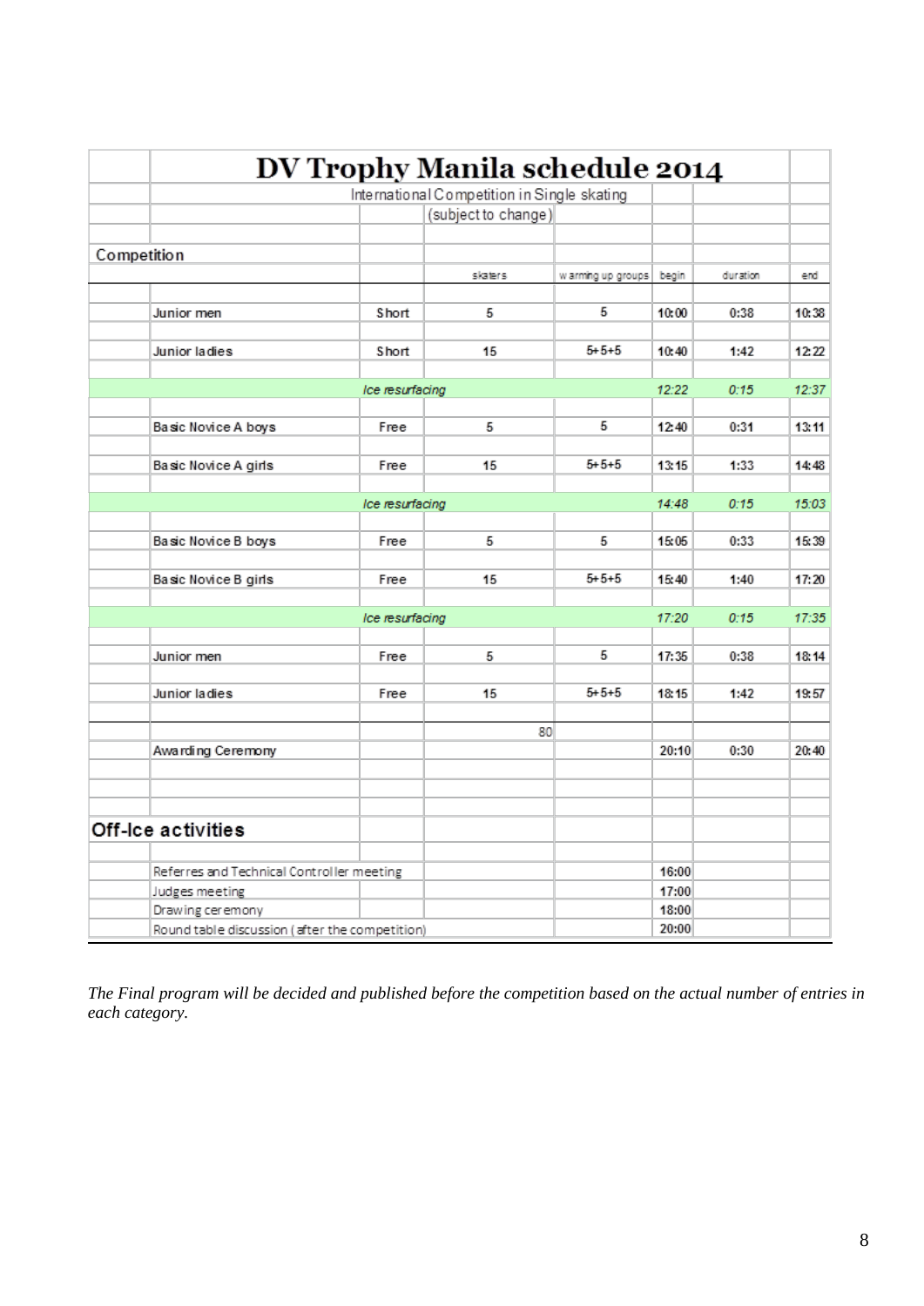# DV Trophy Manila schedule 2014

International Competition in Single skating

(subject to change)

## Competition

| | | skaters | warming up groups | begin | duration | end |
|---|---|---|---|---|---|---|
| Junior men | Short | 5 | 5 | 10:00 | 0:38 | 10:38 |
| Junior ladies | Short | 15 | 5+5+5 | 10:40 | 1:42 | 12:22 |
| *Ice resurfacing* | | | | *12:22* | *0:15* | *12:37* |
| Basic Novice A boys | Free | 5 | 5 | 12:40 | 0:31 | 13:11 |
| Basic Novice A girls | Free | 15 | 5+5+5 | 13:15 | 1:33 | 14:48 |
| *Ice resurfacing* | | | | *14:48* | *0:15* | *15:03* |
| Basic Novice B boys | Free | 5 | 5 | 15:05 | 0:33 | 15:39 |
| Basic Novice B girls | Free | 15 | 5+5+5 | 15:40 | 1:40 | 17:20 |
| *Ice resurfacing* | | | | *17:20* | *0:15* | *17:35* |
| Junior men | Free | 5 | 5 | 17:35 | 0:38 | 18:14 |
| Junior ladies | Free | 15 | 5+5+5 | 18:15 | 1:42 | 19:57 |
| | | 80 | | | | |
| Awarding Ceremony | | | | 20:10 | 0:30 | 20:40 |

## Off-Ice activities

| | |
|---|---|
| Referres and Technical Controller meeting | 16:00 |
| Judges meeting | 17:00 |
| Drawing ceremony | 18:00 |
| Round table discussion (after the competition) | 20:00 |

*The Final program will be decided and published before the competition based on the actual number of entries in each category.*